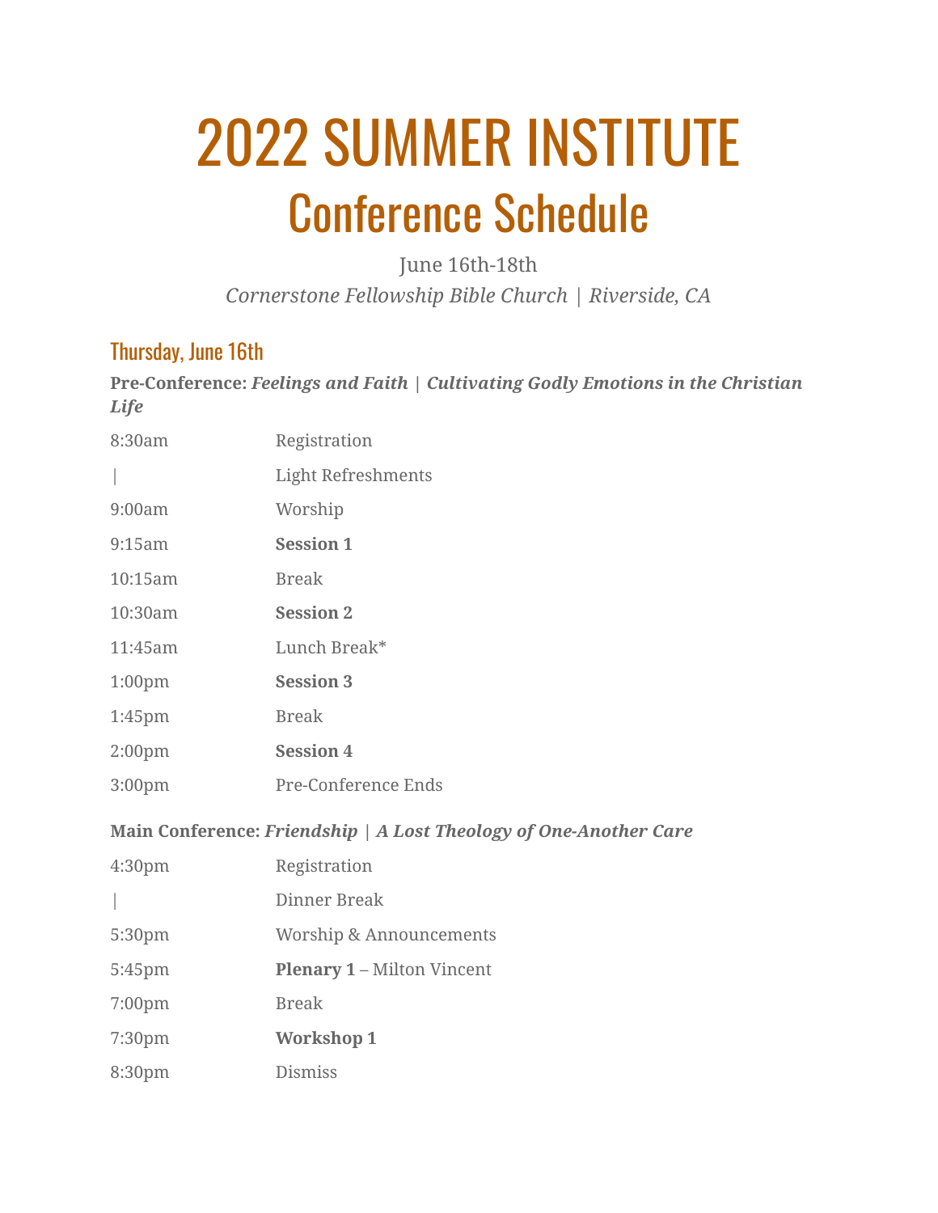# 2022 SUMMER INSTITUTE

## Conference Schedule

June 16th-18th

*Cornerstone Fellowship Bible Church | Riverside, CA*

### Thursday, June 16th

**Pre-Conference:** ***Feelings and Faith*** | ***Cultivating Godly Emotions in the Christian Life***

| | |
|---|---|
| 8:30am | Registration |
| \| | Light Refreshments |
| 9:00am | Worship |
| 9:15am | **Session 1** |
| 10:15am | Break |
| 10:30am | **Session 2** |
| 11:45am | Lunch Break* |
| 1:00pm | **Session 3** |
| 1:45pm | Break |
| 2:00pm | **Session 4** |
| 3:00pm | Pre-Conference Ends |

**Main Conference:** ***Friendship*** | ***A Lost Theology of One-Another Care***

| | |
|---|---|
| 4:30pm | Registration |
| \| | Dinner Break |
| 5:30pm | Worship & Announcements |
| 5:45pm | **Plenary 1** – Milton Vincent |
| 7:00pm | Break |
| 7:30pm | **Workshop 1** |
| 8:30pm | Dismiss |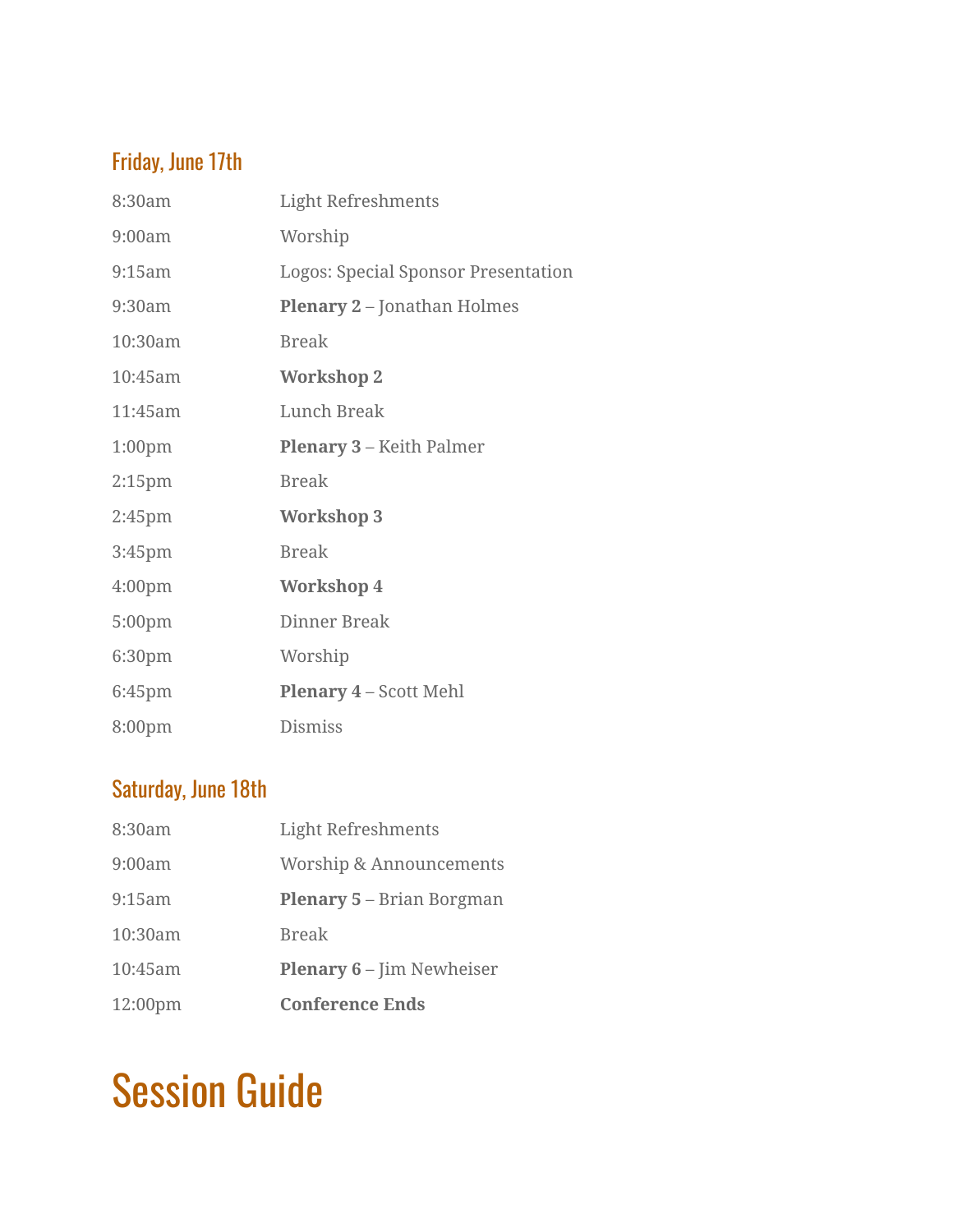### Friday, June 17th

| | |
|---|---|
| 8:30am | Light Refreshments |
| 9:00am | Worship |
| 9:15am | Logos: Special Sponsor Presentation |
| 9:30am | **Plenary 2** – Jonathan Holmes |
| 10:30am | Break |
| 10:45am | **Workshop 2** |
| 11:45am | Lunch Break |
| 1:00pm | **Plenary 3** – Keith Palmer |
| 2:15pm | Break |
| 2:45pm | **Workshop 3** |
| 3:45pm | Break |
| 4:00pm | **Workshop 4** |
| 5:00pm | Dinner Break |
| 6:30pm | Worship |
| 6:45pm | **Plenary 4** – Scott Mehl |
| 8:00pm | Dismiss |

### Saturday, June 18th

| | |
|---|---|
| 8:30am | Light Refreshments |
| 9:00am | Worship & Announcements |
| 9:15am | **Plenary 5** – Brian Borgman |
| 10:30am | Break |
| 10:45am | **Plenary 6** – Jim Newheiser |
| 12:00pm | **Conference Ends** |

# Session Guide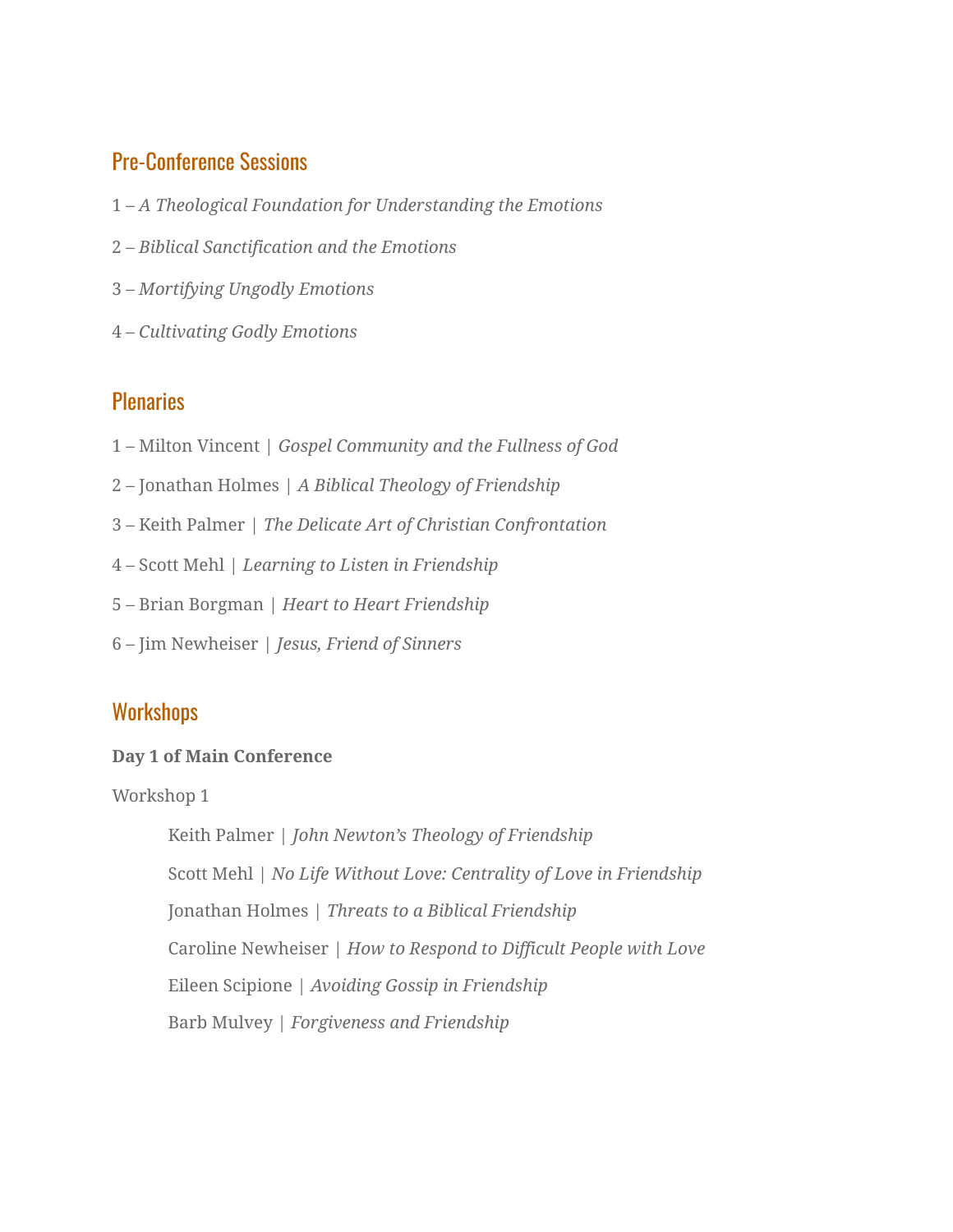## Pre-Conference Sessions

1 – *A Theological Foundation for Understanding the Emotions*

2 – *Biblical Sanctification and the Emotions*

3 – *Mortifying Ungodly Emotions*

4 – *Cultivating Godly Emotions*

## Plenaries

1 – Milton Vincent | *Gospel Community and the Fullness of God*

2 – Jonathan Holmes | *A Biblical Theology of Friendship*

3 – Keith Palmer | *The Delicate Art of Christian Confrontation*

4 – Scott Mehl | *Learning to Listen in Friendship*

5 – Brian Borgman | *Heart to Heart Friendship*

6 – Jim Newheiser | *Jesus, Friend of Sinners*

## Workshops

**Day 1 of Main Conference**

Workshop 1

> Keith Palmer | *John Newton's Theology of Friendship*
>
> Scott Mehl | *No Life Without Love: Centrality of Love in Friendship*
>
> Jonathan Holmes | *Threats to a Biblical Friendship*
>
> Caroline Newheiser | *How to Respond to Difficult People with Love*
>
> Eileen Scipione | *Avoiding Gossip in Friendship*
>
> Barb Mulvey | *Forgiveness and Friendship*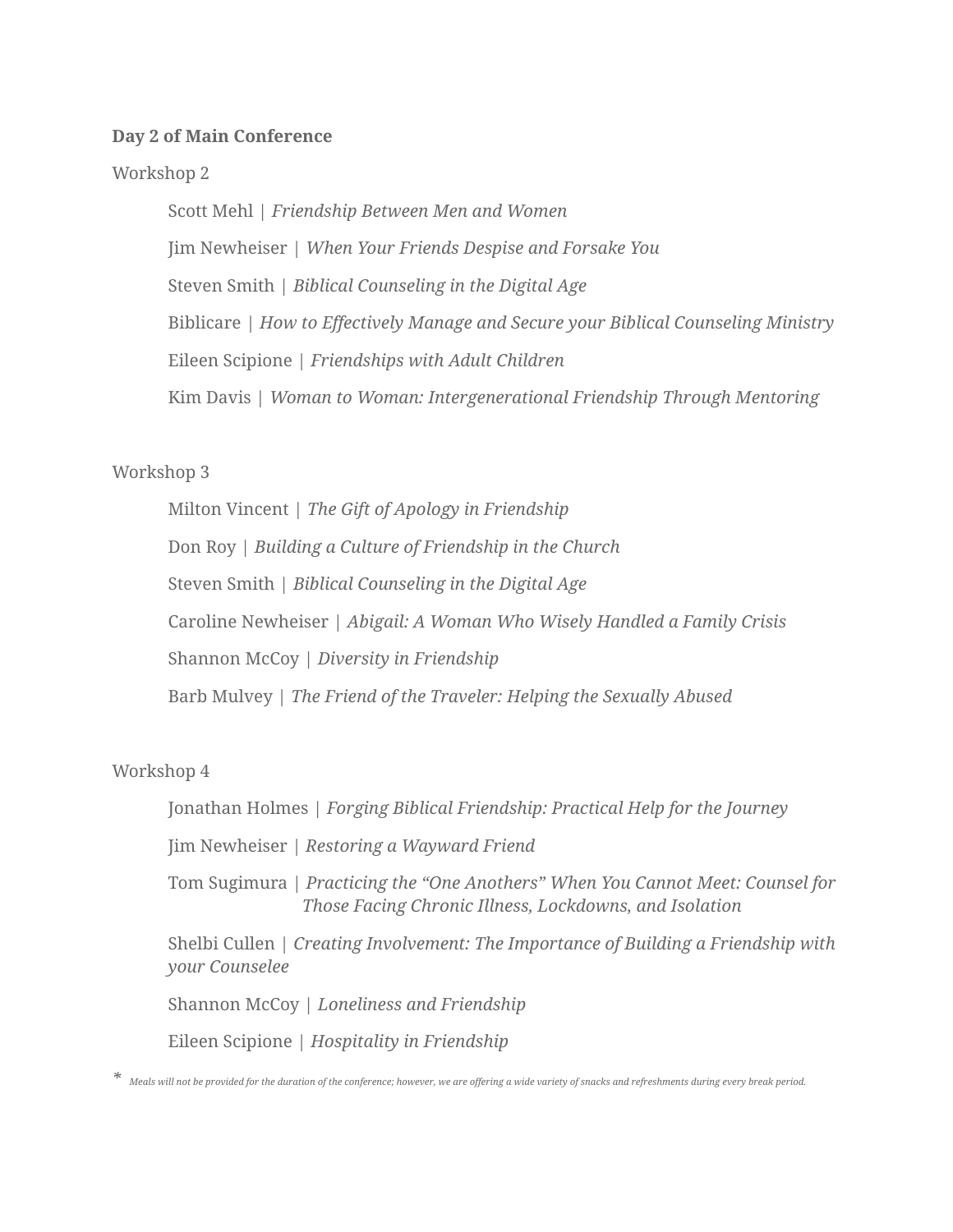**Day 2 of Main Conference**

Workshop 2

- Scott Mehl | *Friendship Between Men and Women*
- Jim Newheiser | *When Your Friends Despise and Forsake You*
- Steven Smith | *Biblical Counseling in the Digital Age*
- Biblicare | *How to Effectively Manage and Secure your Biblical Counseling Ministry*
- Eileen Scipione | *Friendships with Adult Children*
- Kim Davis | *Woman to Woman: Intergenerational Friendship Through Mentoring*

Workshop 3

- Milton Vincent | *The Gift of Apology in Friendship*
- Don Roy | *Building a Culture of Friendship in the Church*
- Steven Smith | *Biblical Counseling in the Digital Age*
- Caroline Newheiser | *Abigail: A Woman Who Wisely Handled a Family Crisis*
- Shannon McCoy | *Diversity in Friendship*
- Barb Mulvey | *The Friend of the Traveler: Helping the Sexually Abused*

Workshop 4

- Jonathan Holmes | *Forging Biblical Friendship: Practical Help for the Journey*
- Jim Newheiser | *Restoring a Wayward Friend*
- Tom Sugimura | *Practicing the "One Anothers" When You Cannot Meet: Counsel for Those Facing Chronic Illness, Lockdowns, and Isolation*
- Shelbi Cullen | *Creating Involvement: The Importance of Building a Friendship with your Counselee*
- Shannon McCoy | *Loneliness and Friendship*
- Eileen Scipione | *Hospitality in Friendship*

\* *Meals will not be provided for the duration of the conference; however, we are offering a wide variety of snacks and refreshments during every break period.*